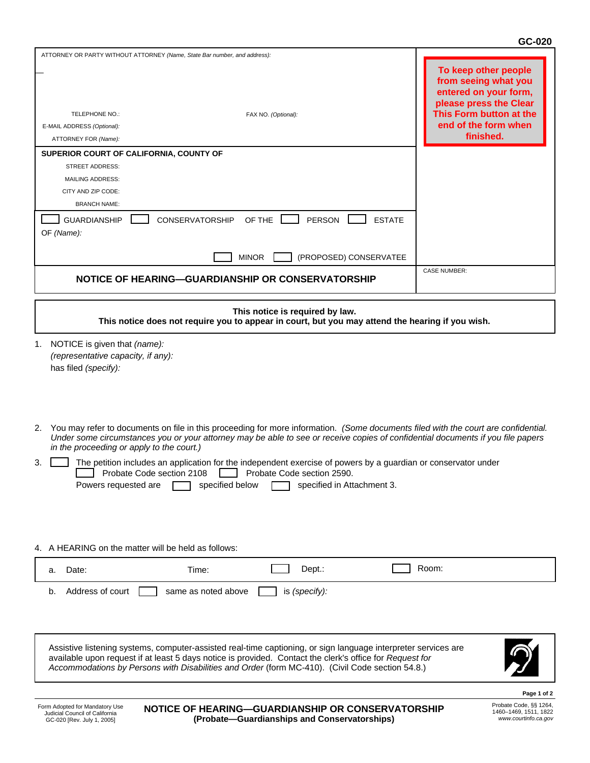GC-020

ATTORNEY OR PARTY WITHOUT ATTORNEY *(Name, State Bar number, and address):*

TELEPHONE NO.: FAX NO. *(Optional):*

E-MAIL ADDRESS *(Optional):*

ATTORNEY FOR *(Name):*

**To keep other people from seeing what you entered on your form, please press the Clear This Form button at the end of the form when finished.**

**SUPERIOR COURT OF CALIFORNIA, COUNTY OF**

STREET ADDRESS:

MAILING ADDRESS:

CITY AND ZIP CODE:

BRANCH NAME:

☐ GUARDIANSHIP ☐ CONSERVATORSHIP OF THE ☐ PERSON ☐ ESTATE

OF *(Name):*

☐ MINOR ☐ (PROPOSED) CONSERVATEE

CASE NUMBER:

## NOTICE OF HEARING—GUARDIANSHIP OR CONSERVATORSHIP

**This notice is required by law.**
**This notice does not require you to appear in court, but you may attend the hearing if you wish.**

1. NOTICE is given that *(name):*
   *(representative capacity, if any):*
   has filed *(specify):*

2. You may refer to documents on file in this proceeding for more information. *(Some documents filed with the court are confidential. Under some circumstances you or your attorney may be able to see or receive copies of confidential documents if you file papers in the proceeding or apply to the court.)*

3. ☐ The petition includes an application for the independent exercise of powers by a guardian or conservator under
   ☐ Probate Code section 2108 ☐ Probate Code section 2590.
   Powers requested are ☐ specified below ☐ specified in Attachment 3.

4. A HEARING on the matter will be held as follows:

   a. Date: Time: ☐ Dept.: ☐ Room:

   b. Address of court ☐ same as noted above ☐ is *(specify):*

Assistive listening systems, computer-assisted real-time captioning, or sign language interpreter services are available upon request if at least 5 days notice is provided. Contact the clerk's office for *Request for Accommodations by Persons with Disabilities and Order* (form MC-410). (Civil Code section 54.8.)

Form Adopted for Mandatory Use
Judicial Council of California
GC-020 [Rev. July 1, 2005]

**NOTICE OF HEARING—GUARDIANSHIP OR CONSERVATORSHIP**
**(Probate—Guardianships and Conservatorships)**

Probate Code, §§ 1264, 1460–1469, 1511, 1822
*www.courtinfo.ca.gov*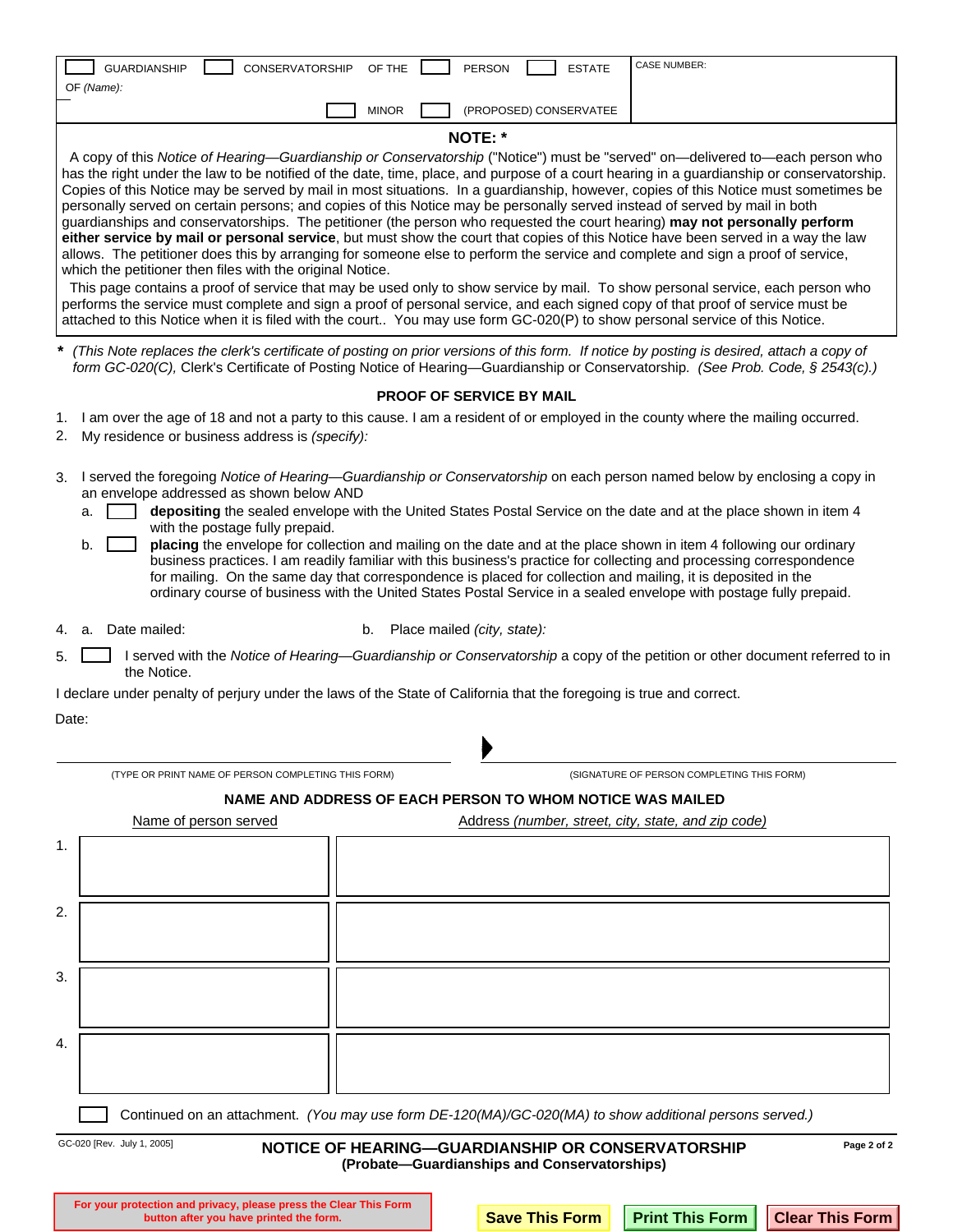| ☐ GUARDIANSHIP ☐ CONSERVATORSHIP OF THE ☐ PERSON ☐ ESTATE OF (Name): ☐ MINOR ☐ (PROPOSED) CONSERVATEE | CASE NUMBER: |
|---|---|

## NOTE: *

A copy of this *Notice of Hearing—Guardianship or Conservatorship* ("Notice") must be "served" on—delivered to—each person who has the right under the law to be notified of the date, time, place, and purpose of a court hearing in a guardianship or conservatorship. Copies of this Notice may be served by mail in most situations. In a guardianship, however, copies of this Notice must sometimes be personally served on certain persons; and copies of this Notice may be personally served instead of served by mail in both guardianships and conservatorships. The petitioner (the person who requested the court hearing) **may not personally perform either service by mail or personal service**, but must show the court that copies of this Notice have been served in a way the law allows. The petitioner does this by arranging for someone else to perform the service and complete and sign a proof of service, which the petitioner then files with the original Notice.

This page contains a proof of service that may be used only to show service by mail. To show personal service, each person who performs the service must complete and sign a proof of personal service, and each signed copy of that proof of service must be attached to this Notice when it is filed with the court.. You may use form GC-020(P) to show personal service of this Notice.

**\*** *(This Note replaces the clerk's certificate of posting on prior versions of this form. If notice by posting is desired, attach a copy of form GC-020(C),* Clerk's Certificate of Posting Notice of Hearing—Guardianship or Conservatorship. *(See Prob. Code, § 2543(c).)*

## PROOF OF SERVICE BY MAIL

1. I am over the age of 18 and not a party to this cause. I am a resident of or employed in the county where the mailing occurred.
2. My residence or business address is *(specify)*:

3. I served the foregoing *Notice of Hearing—Guardianship or Conservatorship* on each person named below by enclosing a copy in an envelope addressed as shown below AND
   a. ☐ **depositing** the sealed envelope with the United States Postal Service on the date and at the place shown in item 4 with the postage fully prepaid.
   b. ☐ **placing** the envelope for collection and mailing on the date and at the place shown in item 4 following our ordinary business practices. I am readily familiar with this business's practice for collecting and processing correspondence for mailing. On the same day that correspondence is placed for collection and mailing, it is deposited in the ordinary course of business with the United States Postal Service in a sealed envelope with postage fully prepaid.

4. a. Date mailed: b. Place mailed *(city, state)*:

5. ☐ I served with the *Notice of Hearing—Guardianship or Conservatorship* a copy of the petition or other document referred to in the Notice.

I declare under penalty of perjury under the laws of the State of California that the foregoing is true and correct.

Date:

_______________________________ ▶ _______________________________

(TYPE OR PRINT NAME OF PERSON COMPLETING THIS FORM) (SIGNATURE OF PERSON COMPLETING THIS FORM)

### NAME AND ADDRESS OF EACH PERSON TO WHOM NOTICE WAS MAILED

| | Name of person served | Address *(number, street, city, state, and zip code)* |
|---|---|---|
| 1. | | |
| 2. | | |
| 3. | | |
| 4. | | |

☐ Continued on an attachment. *(You may use form DE-120(MA)/GC-020(MA) to show additional persons served.)*

GC-020 [Rev. July 1, 2005]

**NOTICE OF HEARING—GUARDIANSHIP OR CONSERVATORSHIP**
**(Probate—Guardianships and Conservatorships)**

For your protection and privacy, please press the Clear This Form button after you have printed the form.

Save This Form | Print This Form | Clear This Form